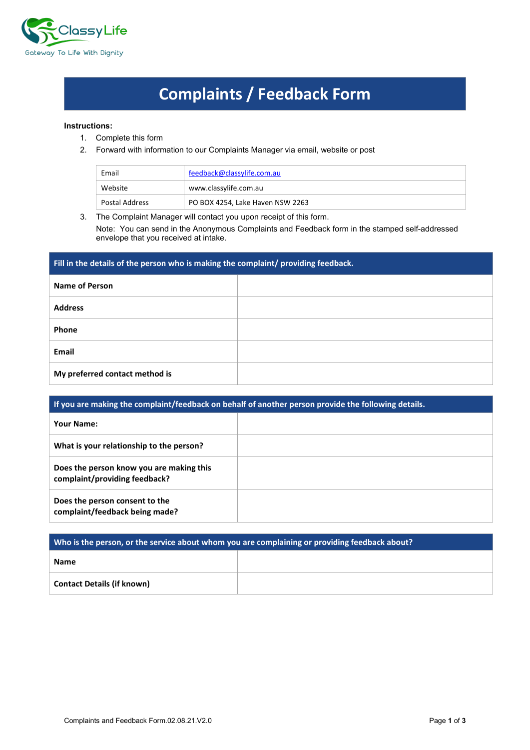ClassyLife

Gateway To Life With Dignity

# Complaints / Feedback Form

**Instructions:**

1. Complete this form
2. Forward with information to our Complaints Manager via email, website or post

| Email | feedback@classylife.com.au |
|---|---|
| Website | www.classylife.com.au |
| Postal Address | PO BOX 4254, Lake Haven NSW 2263 |

3. The Complaint Manager will contact you upon receipt of this form.
   Note: You can send in the Anonymous Complaints and Feedback form in the stamped self-addressed envelope that you received at intake.

| Fill in the details of the person who is making the complaint/ providing feedback. | |
|---|---|
| **Name of Person** | |
| **Address** | |
| **Phone** | |
| **Email** | |
| **My preferred contact method is** | |

| If you are making the complaint/feedback on behalf of another person provide the following details. | |
|---|---|
| **Your Name:** | |
| **What is your relationship to the person?** | |
| **Does the person know you are making this complaint/providing feedback?** | |
| **Does the person consent to the complaint/feedback being made?** | |

| Who is the person, or the service about whom you are complaining or providing feedback about? | |
|---|---|
| **Name** | |
| **Contact Details (if known)** | |

Complaints and Feedback Form.02.08.21.V2.0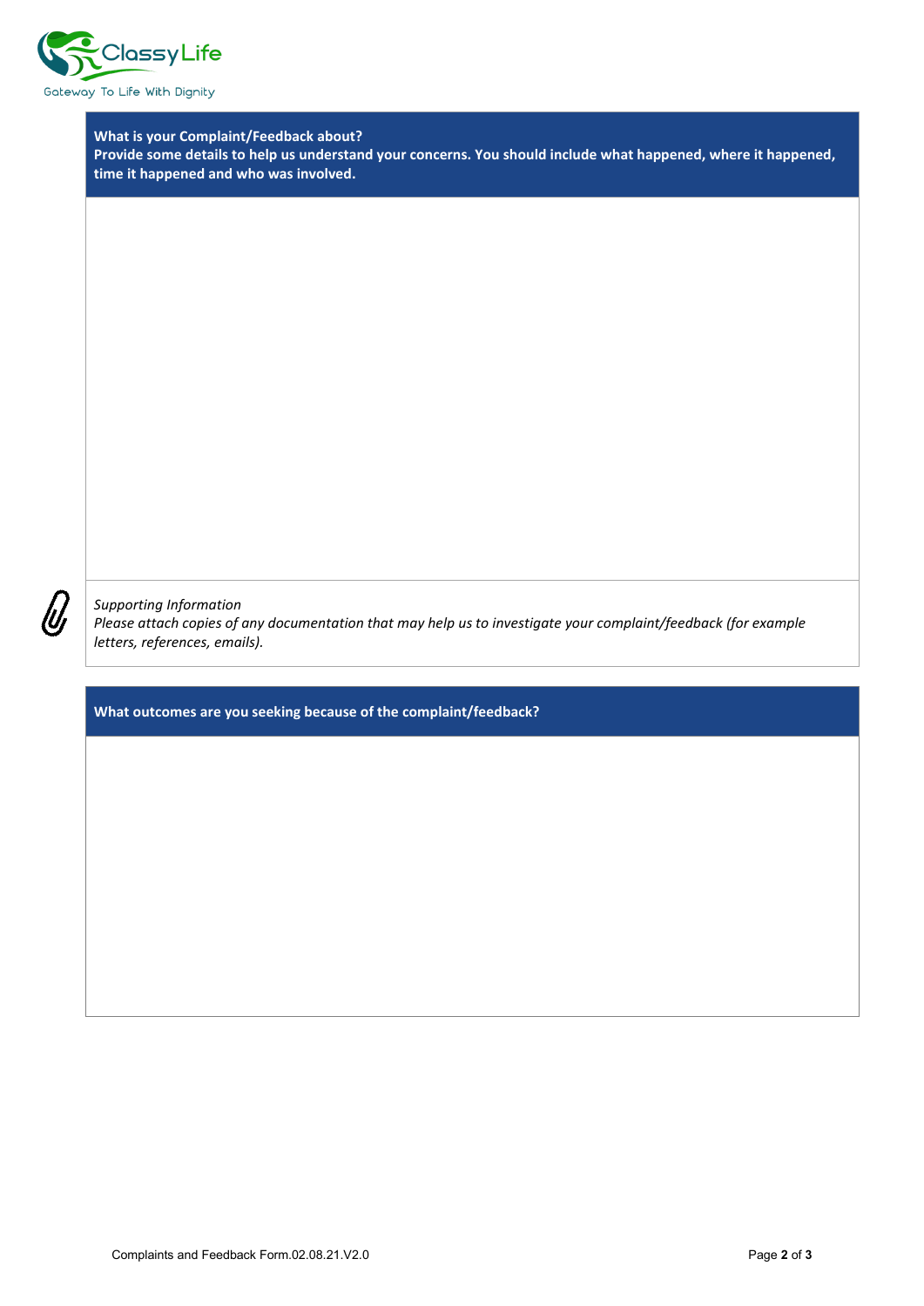ClassyLife

Gateway To Life With Dignity

**What is your Complaint/Feedback about?**
**Provide some details to help us understand your concerns. You should include what happened, where it happened, time it happened and who was involved.**

*Supporting Information*
*Please attach copies of any documentation that may help us to investigate your complaint/feedback (for example letters, references, emails).*

**What outcomes are you seeking because of the complaint/feedback?**

Complaints and Feedback Form.02.08.21.V2.0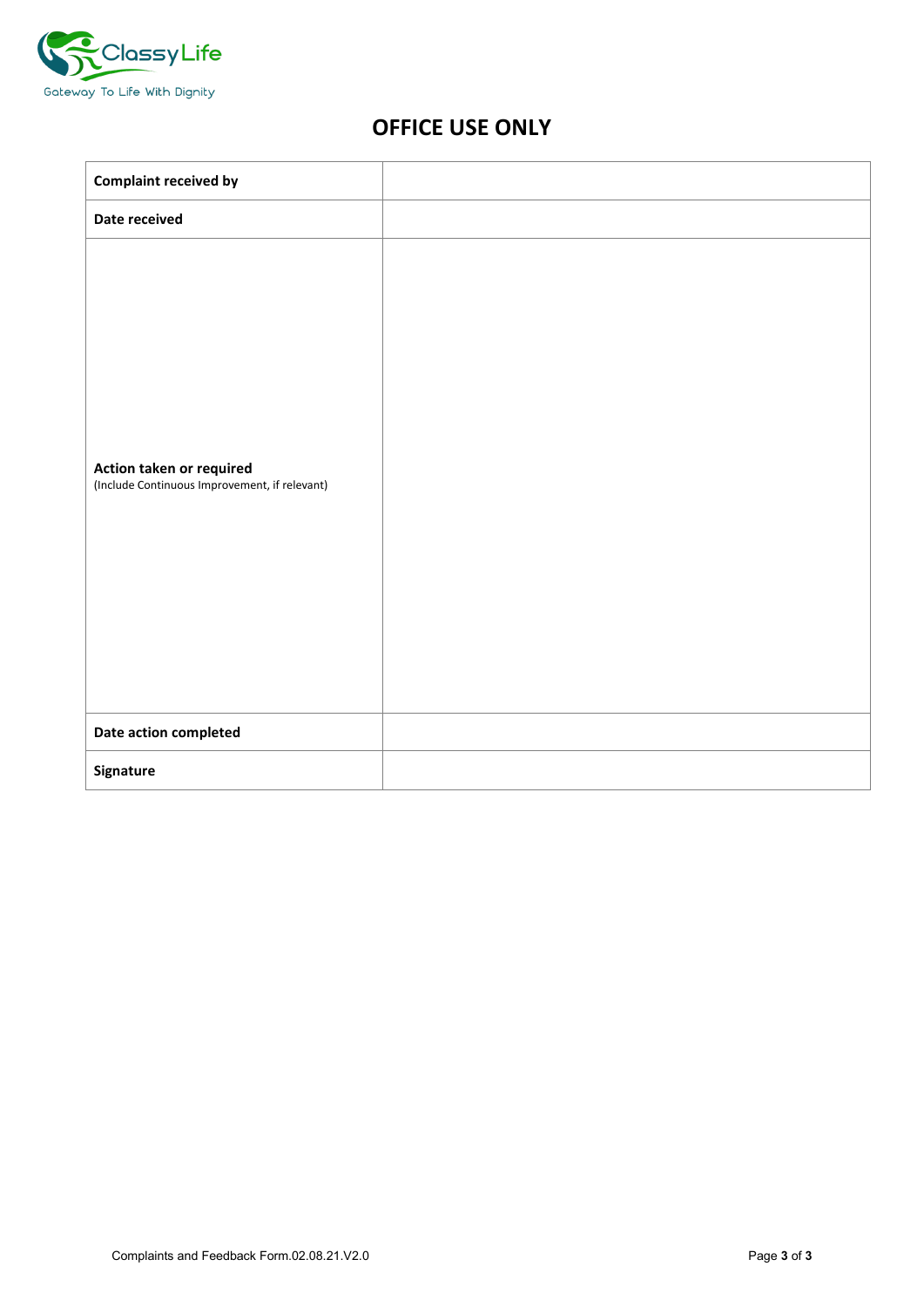# OFFICE USE ONLY

| | |
|---|---|
| **Complaint received by** | |
| **Date received** | |
| **Action taken or required**<br>(Include Continuous Improvement, if relevant) | |
| **Date action completed** | |
| **Signature** | |